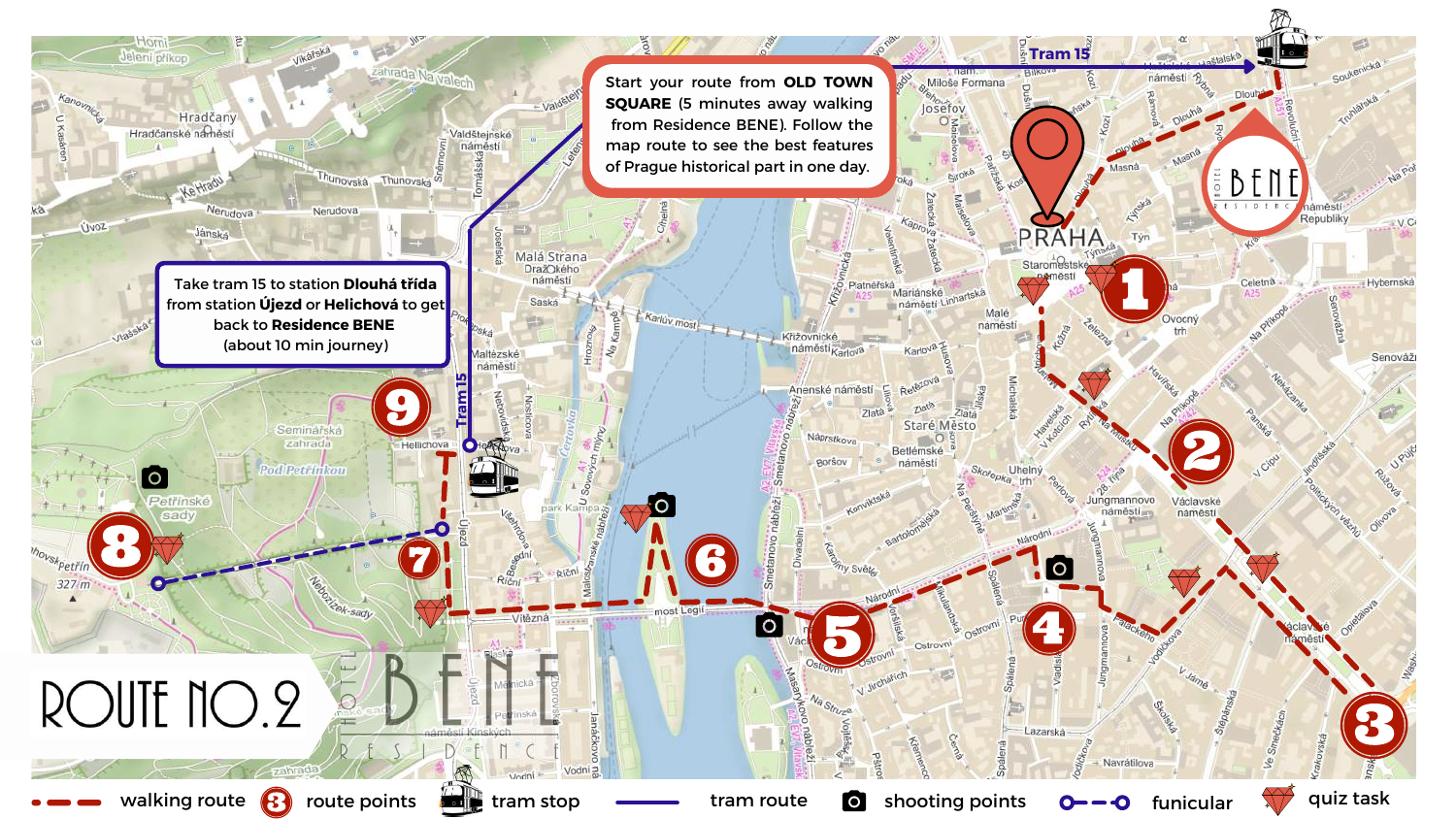# ROUTE NO.2

Start your route from **OLD TOWN SQUARE** (5 minutes away walking from Residence BENE). Follow the map route to see the best features of Prague historical part in one day.

Take tram 15 to station **Dlouhá třída** from station **Újezd** or **Helichová** to get back to **Residence BENE** (about 10 min journey)

- walking route
- route points
- tram stop
- tram route
- shooting points
- funicular
- quiz task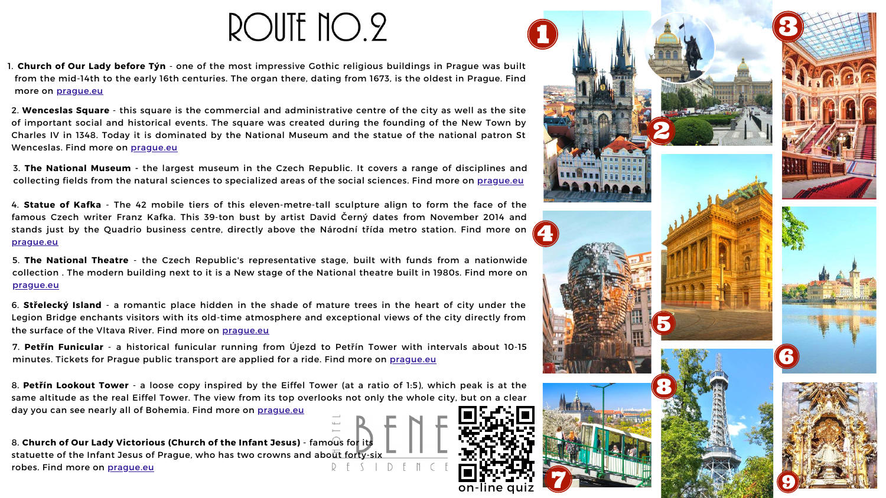# ROUTE NO.2

1. **Church of Our Lady before Týn** - one of the most impressive Gothic religious buildings in Prague was built from the mid-14th to the early 16th centuries. The organ there, dating from 1673, is the oldest in Prague. Find more on prague.eu

2. **Wenceslas Square** - this square is the commercial and administrative centre of the city as well as the site of important social and historical events. The square was created during the founding of the New Town by Charles IV in 1348. Today it is dominated by the National Museum and the statue of the national patron St Wenceslas. Find more on prague.eu

3. **The National Museum** - the largest museum in the Czech Republic. It covers a range of disciplines and collecting fields from the natural sciences to specialized areas of the social sciences. Find more on prague.eu

4. **Statue of Kafka** - The 42 mobile tiers of this eleven-metre-tall sculpture align to form the face of the famous Czech writer Franz Kafka. This 39-ton bust by artist David Černý dates from November 2014 and stands just by the Quadrio business centre, directly above the Národní třída metro station. Find more on prague.eu

5. **The National Theatre** - the Czech Republic's representative stage, built with funds from a nationwide collection . The modern building next to it is a New stage of the National theatre built in 1980s. Find more on prague.eu

6. **Střelecký Island** - a romantic place hidden in the shade of mature trees in the heart of city under the Legion Bridge enchants visitors with its old-time atmosphere and exceptional views of the city directly from the surface of the Vltava River. Find more on prague.eu

7. **Petřín Funicular** - a historical funicular running from Újezd to Petřín Tower with intervals about 10-15 minutes. Tickets for Prague public transport are applied for a ride. Find more on prague.eu

8. **Petřín Lookout Tower** - a loose copy inspired by the Eiffel Tower (at a ratio of 1:5), which peak is at the same altitude as the real Eiffel Tower. The view from its top overlooks not only the whole city, but on a clear day you can see nearly all of Bohemia. Find more on prague.eu

8. **Church of Our Lady Victorious (Church of the Infant Jesus)** - famous for its statuette of the Infant Jesus of Prague, who has two crowns and about forty-six robes. Find more on prague.eu

HOTEL BENE RESIDENCE

on-line quiz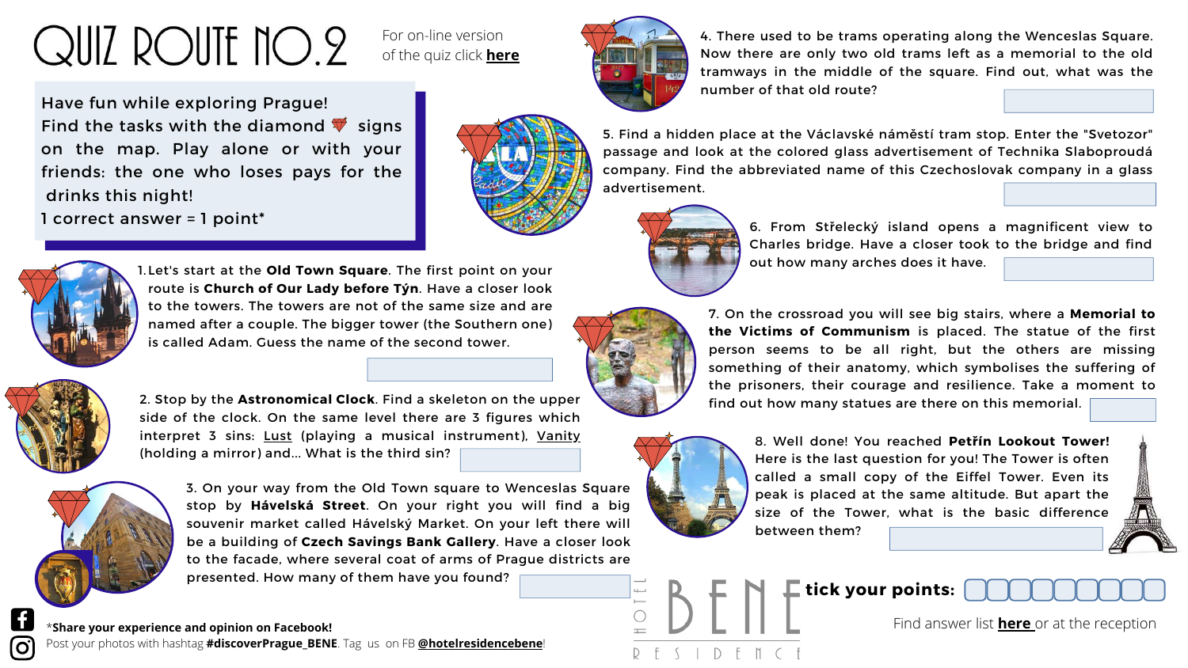# QUIZ ROUTE NO.2

For on-line version of the quiz click **here**

Have fun while exploring Prague!
Find the tasks with the diamond signs on the map. Play alone or with your friends: the one who loses pays for the drinks this night!
1 correct answer = 1 point*

1. Let's start at the **Old Town Square**. The first point on your route is **Church of Our Lady before Týn**. Have a closer look to the towers. The towers are not of the same size and are named after a couple. The bigger tower (the Southern one) is called Adam. Guess the name of the second tower.

2. Stop by the **Astronomical Clock**. Find a skeleton on the upper side of the clock. On the same level there are 3 figures which interpret 3 sins: Lust (playing a musical instrument), Vanity (holding a mirror) and... What is the third sin?

3. On your way from the Old Town square to Wenceslas Square stop by **Hávelská Street**. On your right you will find a big souvenir market called Hávelský Market. On your left there will be a building of **Czech Savings Bank Gallery**. Have a closer look to the facade, where several coat of arms of Prague districts are presented. How many of them have you found?

4. There used to be trams operating along the Wenceslas Square. Now there are only two old trams left as a memorial to the old tramways in the middle of the square. Find out, what was the number of that old route?

5. Find a hidden place at the Václavské náměstí tram stop. Enter the "Svetozor" passage and look at the colored glass advertisement of Technika Slaboproudá company. Find the abbreviated name of this Czechoslovak company in a glass advertisement.

6. From Střelecký island opens a magnificent view to Charles bridge. Have a closer took to the bridge and find out how many arches does it have.

7. On the crossroad you will see big stairs, where a **Memorial to the Victims of Communism** is placed. The statue of the first person seems to be all right, but the others are missing something of their anatomy, which symbolises the suffering of the prisoners, their courage and resilience. Take a moment to find out how many statues are there on this memorial.

8. Well done! You reached **Petřín Lookout Tower!** Here is the last question for you! The Tower is often called a small copy of the Eiffel Tower. Even its peak is placed at the same altitude. But apart the size of the Tower, what is the basic difference between them?

**tick your points:**

Find answer list **here** or at the reception

HOTEL BENE RESIDENCE

***Share your experience and opinion on Facebook!**
Post your photos with hashtag **#discoverPrague_BENE**. Tag us on FB **@hotelresidencebene**!